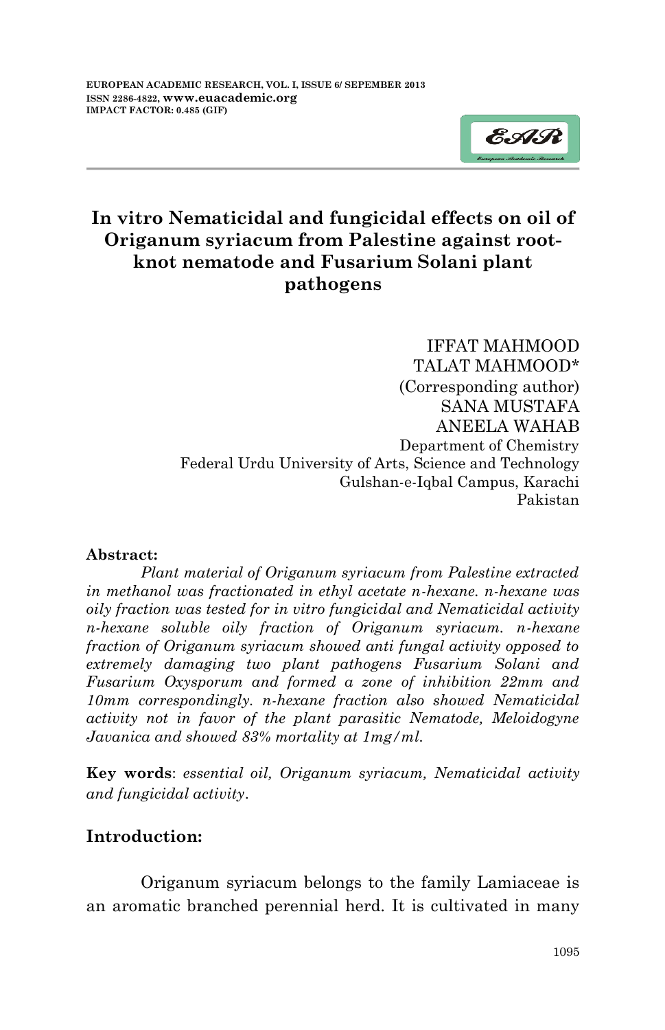# In vitro Nematicidal and fungicidal effects on oil of Origanum syriacum from Palestine against root-knot nematode and Fusarium Solani plant pathogens

IFFAT MAHMOOD
TALAT MAHMOOD*
(Corresponding author)
SANA MUSTAFA
ANEELA WAHAB
Department of Chemistry
Federal Urdu University of Arts, Science and Technology
Gulshan-e-Iqbal Campus, Karachi
Pakistan

**Abstract:**

*Plant material of Origanum syriacum from Palestine extracted in methanol was fractionated in ethyl acetate n-hexane. n-hexane was oily fraction was tested for in vitro fungicidal and Nematicidal activity n-hexane soluble oily fraction of Origanum syriacum. n-hexane fraction of Origanum syriacum showed anti fungal activity opposed to extremely damaging two plant pathogens Fusarium Solani and Fusarium Oxysporum and formed a zone of inhibition 22mm and 10mm correspondingly. n-hexane fraction also showed Nematicidal activity not in favor of the plant parasitic Nematode, Meloidogyne Javanica and showed 83% mortality at 1mg/ml.*

**Key words**: *essential oil, Origanum syriacum, Nematicidal activity and fungicidal activity*.

## Introduction:

Origanum syriacum belongs to the family Lamiaceae is an aromatic branched perennial herd. It is cultivated in many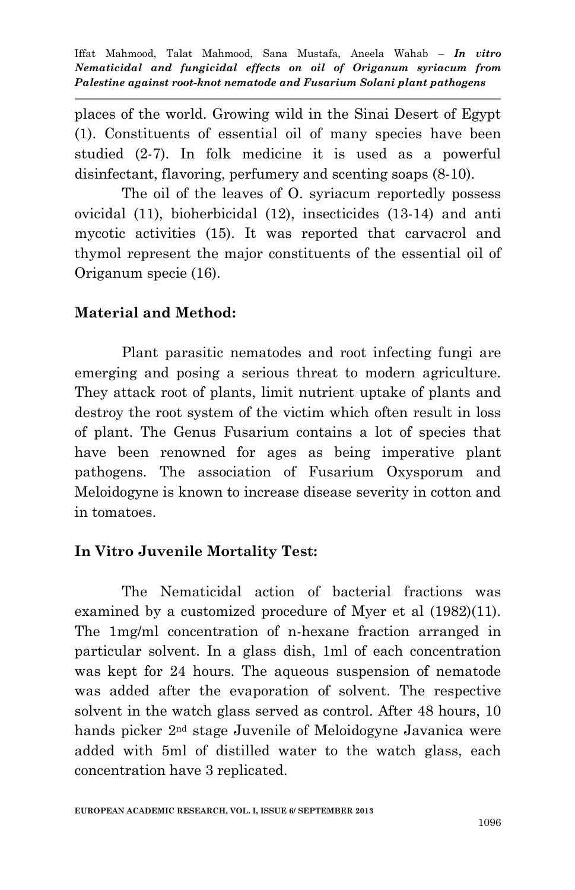places of the world. Growing wild in the Sinai Desert of Egypt (1). Constituents of essential oil of many species have been studied (2-7). In folk medicine it is used as a powerful disinfectant, flavoring, perfumery and scenting soaps (8-10).

The oil of the leaves of O. syriacum reportedly possess ovicidal (11), bioherbicidal (12), insecticides (13-14) and anti mycotic activities (15). It was reported that carvacrol and thymol represent the major constituents of the essential oil of Origanum specie (16).

## Material and Method:

Plant parasitic nematodes and root infecting fungi are emerging and posing a serious threat to modern agriculture. They attack root of plants, limit nutrient uptake of plants and destroy the root system of the victim which often result in loss of plant. The Genus Fusarium contains a lot of species that have been renowned for ages as being imperative plant pathogens. The association of Fusarium Oxysporum and Meloidogyne is known to increase disease severity in cotton and in tomatoes.

## In Vitro Juvenile Mortality Test:

The Nematicidal action of bacterial fractions was examined by a customized procedure of Myer et al (1982)(11). The 1mg/ml concentration of n-hexane fraction arranged in particular solvent. In a glass dish, 1ml of each concentration was kept for 24 hours. The aqueous suspension of nematode was added after the evaporation of solvent. The respective solvent in the watch glass served as control. After 48 hours, 10 hands picker 2nd stage Juvenile of Meloidogyne Javanica were added with 5ml of distilled water to the watch glass, each concentration have 3 replicated.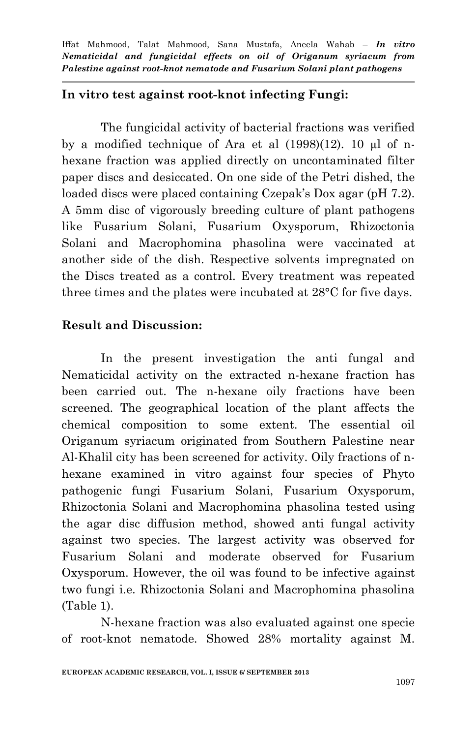**In vitro test against root-knot infecting Fungi:**

The fungicidal activity of bacterial fractions was verified by a modified technique of Ara et al (1998)(12). 10 µl of n-hexane fraction was applied directly on uncontaminated filter paper discs and desiccated. On one side of the Petri dished, the loaded discs were placed containing Czepak's Dox agar (pH 7.2). A 5mm disc of vigorously breeding culture of plant pathogens like Fusarium Solani, Fusarium Oxysporum, Rhizoctonia Solani and Macrophomina phasolina were vaccinated at another side of the dish. Respective solvents impregnated on the Discs treated as a control. Every treatment was repeated three times and the plates were incubated at 28°C for five days.

**Result and Discussion:**

In the present investigation the anti fungal and Nematicidal activity on the extracted n-hexane fraction has been carried out. The n-hexane oily fractions have been screened. The geographical location of the plant affects the chemical composition to some extent. The essential oil Origanum syriacum originated from Southern Palestine near Al-Khalil city has been screened for activity. Oily fractions of n-hexane examined in vitro against four species of Phyto pathogenic fungi Fusarium Solani, Fusarium Oxysporum, Rhizoctonia Solani and Macrophomina phasolina tested using the agar disc diffusion method, showed anti fungal activity against two species. The largest activity was observed for Fusarium Solani and moderate observed for Fusarium Oxysporum. However, the oil was found to be infective against two fungi i.e. Rhizoctonia Solani and Macrophomina phasolina (Table 1).

N-hexane fraction was also evaluated against one specie of root-knot nematode. Showed 28% mortality against M.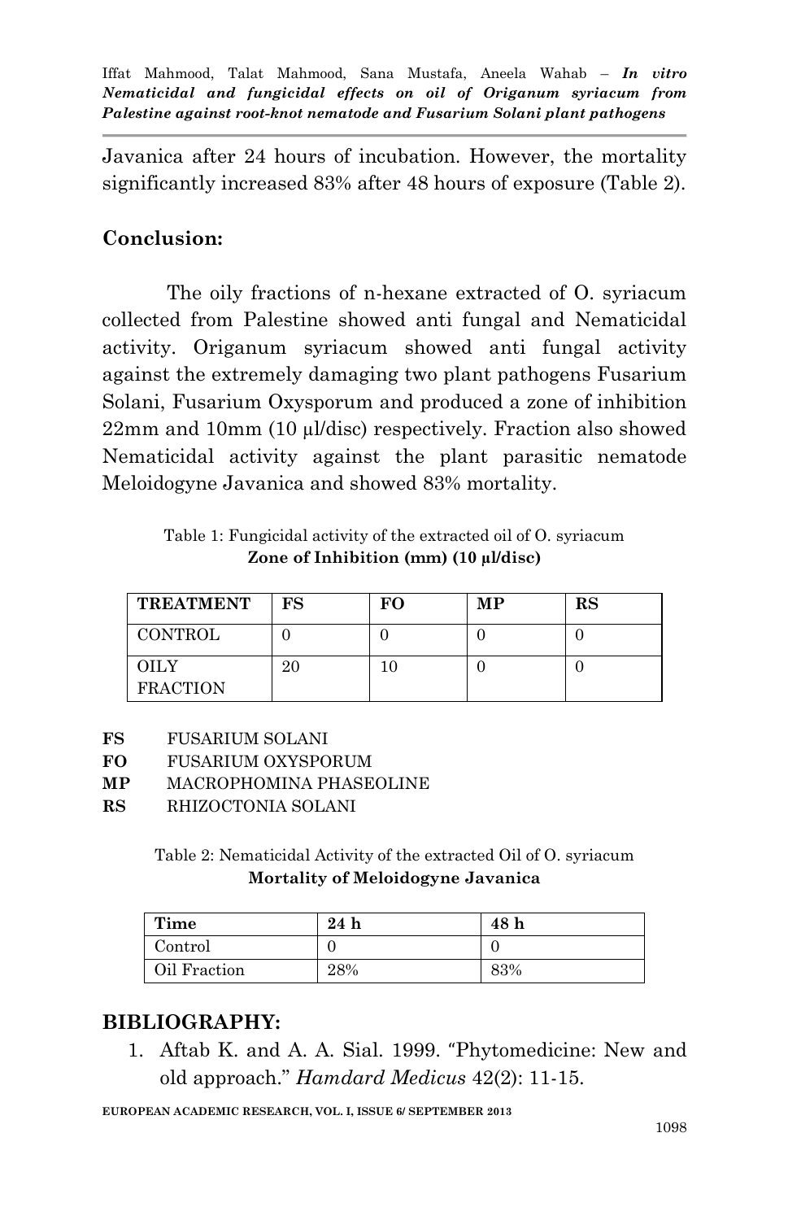Javanica after 24 hours of incubation. However, the mortality significantly increased 83% after 48 hours of exposure (Table 2).

## Conclusion:

The oily fractions of n-hexane extracted of O. syriacum collected from Palestine showed anti fungal and Nematicidal activity. Origanum syriacum showed anti fungal activity against the extremely damaging two plant pathogens Fusarium Solani, Fusarium Oxysporum and produced a zone of inhibition 22mm and 10mm (10 µl/disc) respectively. Fraction also showed Nematicidal activity against the plant parasitic nematode Meloidogyne Javanica and showed 83% mortality.

Table 1: Fungicidal activity of the extracted oil of O. syriacum
**Zone of Inhibition (mm) (10 µl/disc)**

| TREATMENT | FS | FO | MP | RS |
|---|---|---|---|---|
| CONTROL | 0 | 0 | 0 | 0 |
| OILY FRACTION | 20 | 10 | 0 | 0 |

**FS** FUSARIUM SOLANI
**FO** FUSARIUM OXYSPORUM
**MP** MACROPHOMINA PHASEOLINE
**RS** RHIZOCTONIA SOLANI

Table 2: Nematicidal Activity of the extracted Oil of O. syriacum
**Mortality of Meloidogyne Javanica**

| Time | 24 h | 48 h |
|---|---|---|
| Control | 0 | 0 |
| Oil Fraction | 28% | 83% |

## BIBLIOGRAPHY:

1. Aftab K. and A. A. Sial. 1999. "Phytomedicine: New and old approach." *Hamdard Medicus* 42(2): 11-15.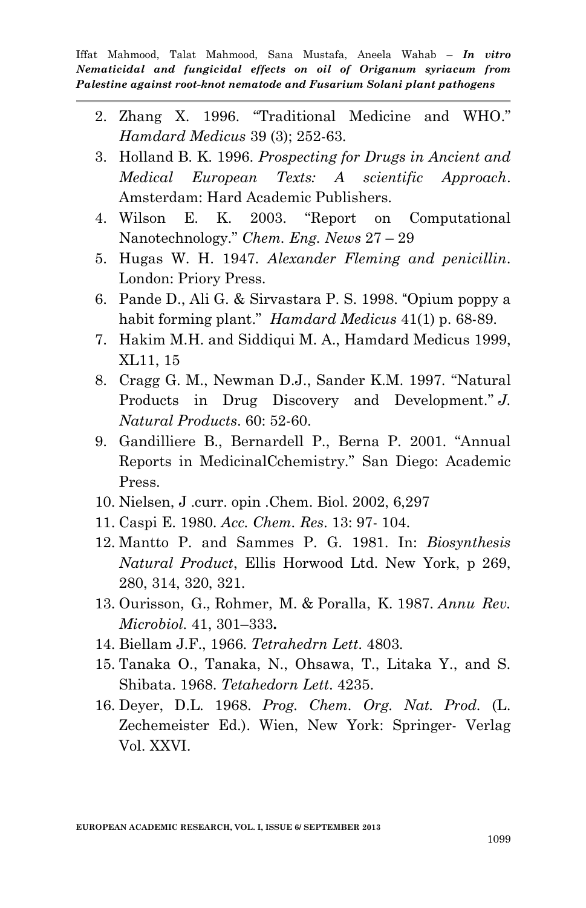2. Zhang X. 1996. "Traditional Medicine and WHO." *Hamdard Medicus* 39 (3); 252-63.
3. Holland B. K. 1996. *Prospecting for Drugs in Ancient and Medical European Texts: A scientific Approach*. Amsterdam: Hard Academic Publishers.
4. Wilson E. K. 2003. "Report on Computational Nanotechnology." *Chem. Eng. News* 27 – 29
5. Hugas W. H. 1947. *Alexander Fleming and penicillin*. London: Priory Press.
6. Pande D., Ali G. & Sirvastara P. S. 1998. "Opium poppy a habit forming plant." *Hamdard Medicus* 41(1) p. 68-89.
7. Hakim M.H. and Siddiqui M. A., Hamdard Medicus 1999, XL11, 15
8. Cragg G. M., Newman D.J., Sander K.M. 1997. "Natural Products in Drug Discovery and Development." *J. Natural Products*. 60: 52-60.
9. Gandilliere B., Bernardell P., Berna P. 2001. "Annual Reports in MedicinalCchemistry." San Diego: Academic Press.
10. Nielsen, J .curr. opin .Chem. Biol. 2002, 6,297
11. Caspi E. 1980. *Acc. Chem. Res*. 13: 97- 104.
12. Mantto P. and Sammes P. G. 1981. In: *Biosynthesis Natural Product*, Ellis Horwood Ltd. New York, p 269, 280, 314, 320, 321.
13. Ourisson, G., Rohmer, M. & Poralla, K. 1987. *Annu Rev. Microbiol.* 41, 301–333**.**
14. Biellam J.F., 1966. *Tetrahedrn Lett*. 4803.
15. Tanaka O., Tanaka, N., Ohsawa, T., Litaka Y., and S. Shibata. 1968. *Tetahedorn Lett*. 4235.
16. Deyer, D.L. 1968. *Prog. Chem. Org. Nat. Prod.* (L. Zechemeister Ed.). Wien, New York: Springer- Verlag Vol. XXVI.